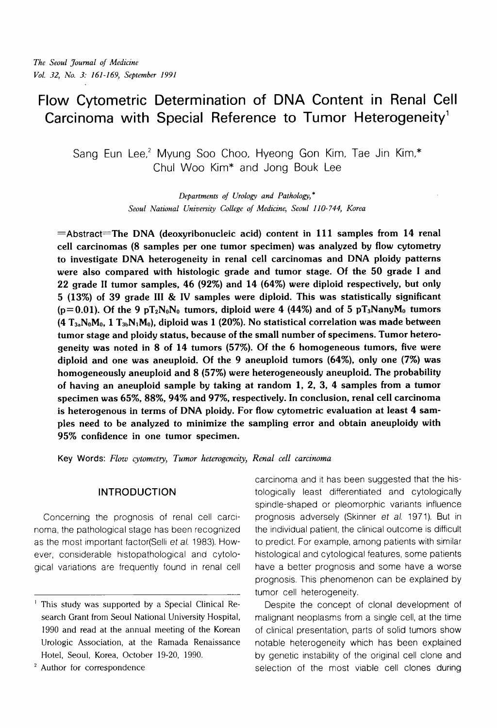# Flow Cytometric Determination of DNA Content in Renal Cell Carcinoma with Special Reference to Tumor Heterogeneity[1]

Sang Eun Lee,[2] Myung Soo Choo, Hyeong Gon Kim, Tae Jin Kim,* Chul Woo Kim* and Jong Bouk Lee

*Departments of Urology and Pathology,\* Seoul National University College of Medicine, Seoul 110-744, Korea*

=Abstract=**The DNA (deoxyribonucleic acid) content in 111 samples from 14 renal cell carcinomas (8 samples per one tumor specimen) was analyzed by flow cytometry to investigate DNA heterogeneity in renal cell carcinomas and DNA ploidy patterns were also compared with histologic grade and tumor stage. Of the 50 grade I and 22 grade II tumor samples, 46 (92%) and 14 (64%) were diploid respectively, but only 5 (13%) of 39 grade III & IV samples were diploid. This was statistically significant ($p = 0.01$). Of the 9 $pT_2N_0N_0$ tumors, diploid were 4 (44%) and of 5 $pT_3N_{any}M_0$ tumors (4 $T_{3a}N_0M_0$, 1 $T_{3b}N_1M_0$), diploid was 1 (20%). No statistical correlation was made between tumor stage and ploidy status, because of the small number of specimens. Tumor heterogeneity was noted in 8 of 14 tumors (57%). Of the 6 homogeneous tumors, five were diploid and one was aneuploid. Of the 9 aneuploid tumors (64%), only one (7%) was homogeneously aneuploid and 8 (57%) were heterogeneously aneuploid. The probability of having an aneuploid sample by taking at random 1, 2, 3, 4 samples from a tumor specimen was 65%, 88%, 94% and 97%, respectively. In conclusion, renal cell carcinoma is heterogenous in terms of DNA ploidy. For flow cytometric evaluation at least 4 samples need to be analyzed to minimize the sampling error and obtain aneuploidy with 95% confidence in one tumor specimen.**

Key Words: *Flow cytometry, Tumor heterogeneity, Renal cell carcinoma*

## INTRODUCTION

Concerning the prognosis of renal cell carcinoma, the pathological stage has been recognized as the most important factor(Selli *et al.* 1983). However, considerable histopathological and cytological variations are frequently found in renal cell carcinoma and it has been suggested that the histologically least differentiated and cytologically spindle-shaped or pleomorphic variants influence prognosis adversely (Skinner *et al.* 1971). But in the individual patient, the clinical outcome is difficult to predict. For example, among patients with similar histological and cytological features, some patients have a better prognosis and some have a worse prognosis. This phenomenon can be explained by tumor cell heterogeneity.

Despite the concept of clonal development of malignant neoplasms from a single cell, at the time of clinical presentation, parts of solid tumors show notable heterogeneity which has been explained by genetic instability of the original cell clone and selection of the most viable cell clones during

---

[1] This study was supported by a Special Clinical Research Grant from Seoul National University Hospital, 1990 and read at the annual meeting of the Korean Urologic Association, at the Ramada Renaissance Hotel, Seoul, Korea, October 19-20, 1990.

[2] Author for correspondence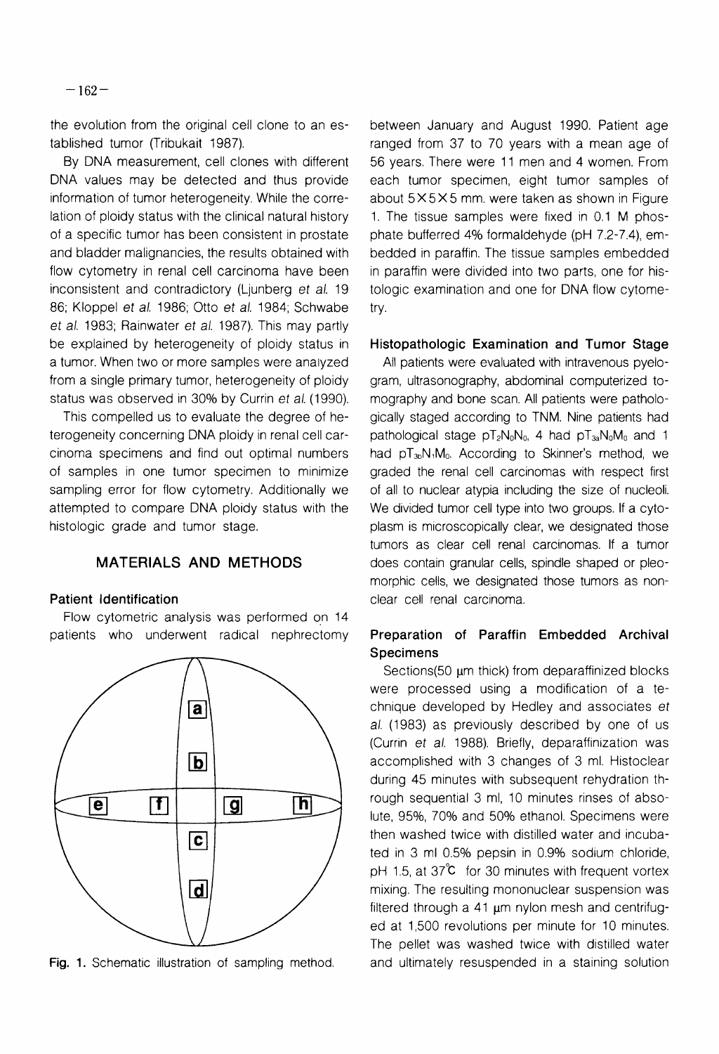the evolution from the original cell clone to an established tumor (Tribukait 1987).

By DNA measurement, cell clones with different DNA values may be detected and thus provide information of tumor heterogeneity. While the correlation of ploidy status with the clinical natural history of a specific tumor has been consistent in prostate and bladder malignancies, the results obtained with flow cytometry in renal cell carcinoma have been inconsistent and contradictory (Ljunberg *et al.* 1986; Kloppel *et al.* 1986; Otto *et al.* 1984; Schwabe *et al.* 1983; Rainwater *et al.* 1987). This may partly be explained by heterogeneity of ploidy status in a tumor. When two or more samples were analyzed from a single primary tumor, heterogeneity of ploidy status was observed in 30% by Currin *et al.* (1990).

This compelled us to evaluate the degree of heterogeneity concerning DNA ploidy in renal cell carcinoma specimens and find out optimal numbers of samples in one tumor specimen to minimize sampling error for flow cytometry. Additionally we attempted to compare DNA ploidy status with the histologic grade and tumor stage.

## MATERIALS AND METHODS

### Patient Identification

Flow cytometric analysis was performed on 14 patients who underwent radical nephrectomy between January and August 1990. Patient age ranged from 37 to 70 years with a mean age of 56 years. There were 11 men and 4 women. From each tumor specimen, eight tumor samples of about 5×5×5 mm. were taken as shown in Figure 1. The tissue samples were fixed in 0.1 M phosphate bufferred 4% formaldehyde (pH 7.2-7.4), embedded in paraffin. The tissue samples embedded in paraffin were divided into two parts, one for histologic examination and one for DNA flow cytometry.

Fig. 1. Schematic illustration of sampling method.

### Histopathologic Examination and Tumor Stage

All patients were evaluated with intravenous pyelogram, ultrasonography, abdominal computerized tomography and bone scan. All patients were pathologically staged according to TNM. Nine patients had pathological stage $pT_2N_0N_0$, 4 had $pT_{3a}N_0M_0$ and 1 had $pT_{3b}N_1M_0$. According to Skinner's method, we graded the renal cell carcinomas with respect first of all to nuclear atypia including the size of nucleoli. We divided tumor cell type into two groups. If a cytoplasm is microscopically clear, we designated those tumors as clear cell renal carcinomas. If a tumor does contain granular cells, spindle shaped or pleomorphic cells, we designated those tumors as non-clear cell renal carcinoma.

### Preparation of Paraffin Embedded Archival Specimens

Sections(50 μm thick) from deparaffinized blocks were processed using a modification of a technique developed by Hedley and associates *et al.* (1983) as previously described by one of us (Currin *et al.* 1988). Briefly, deparaffinization was accomplished with 3 changes of 3 ml. Histoclear during 45 minutes with subsequent rehydration through sequential 3 ml, 10 minutes rinses of absolute, 95%, 70% and 50% ethanol. Specimens were then washed twice with distilled water and incubated in 3 ml 0.5% pepsin in 0.9% sodium chloride, pH 1.5, at 37℃ for 30 minutes with frequent vortex mixing. The resulting mononuclear suspension was filtered through a 41 μm nylon mesh and centrifuged at 1,500 revolutions per minute for 10 minutes. The pellet was washed twice with distilled water and ultimately resuspended in a staining solution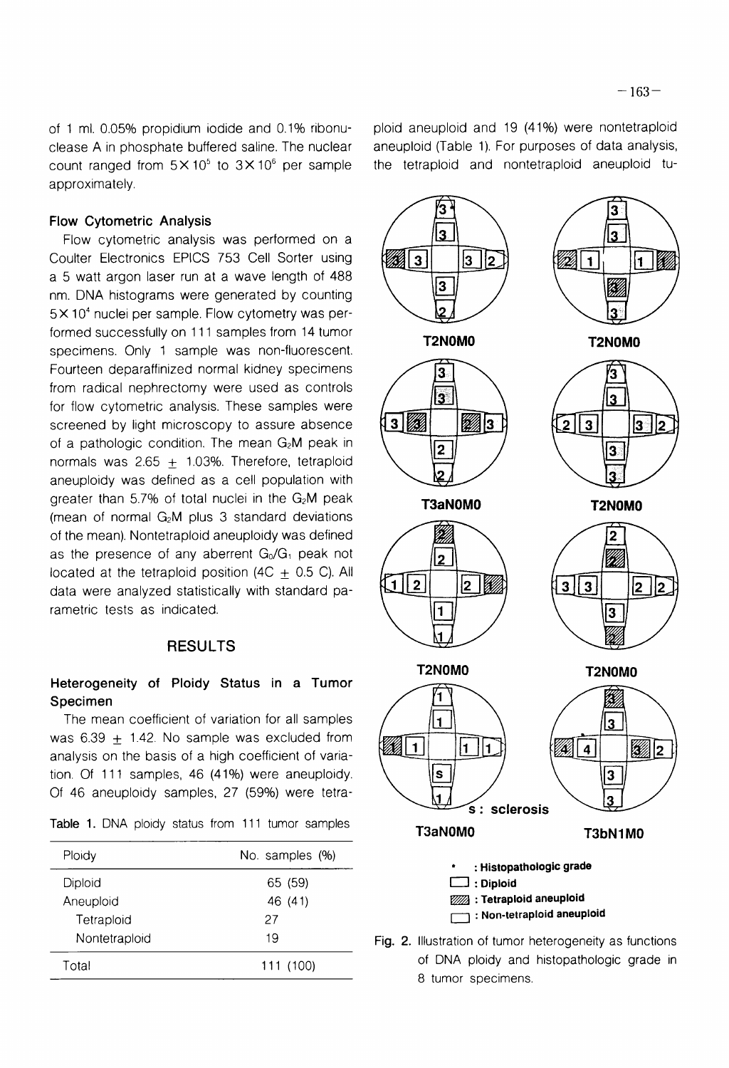of 1 ml. 0.05% propidium iodide and 0.1% ribonuclease A in phosphate buffered saline. The nuclear count ranged from $5 \times 10^5$ to $3 \times 10^6$ per sample approximately.

### Flow Cytometric Analysis

Flow cytometric analysis was performed on a Coulter Electronics EPICS 753 Cell Sorter using a 5 watt argon laser run at a wave length of 488 nm. DNA histograms were generated by counting $5 \times 10^4$ nuclei per sample. Flow cytometry was performed successfully on 111 samples from 14 tumor specimens. Only 1 sample was non-fluorescent. Fourteen deparaffinized normal kidney specimens from radical nephrectomy were used as controls for flow cytometric analysis. These samples were screened by light microscopy to assure absence of a pathologic condition. The mean $G_2M$ peak in normals was $2.65 \pm 1.03\%$. Therefore, tetraploid aneuploidy was defined as a cell population with greater than 5.7% of total nuclei in the $G_2M$ peak (mean of normal $G_2M$ plus 3 standard deviations of the mean). Nontetraploid aneuploidy was defined as the presence of any aberrent $G_0/G_1$ peak not located at the tetraploid position ($4C \pm 0.5$ C). All data were analyzed statistically with standard parametric tests as indicated.

## RESULTS

### Heterogeneity of Ploidy Status in a Tumor Specimen

The mean coefficient of variation for all samples was $6.39 \pm 1.42$. No sample was excluded from analysis on the basis of a high coefficient of variation. Of 111 samples, 46 (41%) were aneuploidy. Of 46 aneuploidy samples, 27 (59%) were tetraploid aneuploid and 19 (41%) were nontetraploid aneuploid (Table 1). For purposes of data analysis, the tetraploid and nontetraploid aneuploid tu-

Table 1. DNA ploidy status from 111 tumor samples

| Ploidy | No. samples (%) |
|---|---|
| Diploid | 65 (59) |
| Aneuploid | 46 (41) |
| Tetraploid | 27 |
| Nontetraploid | 19 |
| Total | 111 (100) |

Fig. 2. Illustration of tumor heterogeneity as functions of DNA ploidy and histopathologic grade in 8 tumor specimens.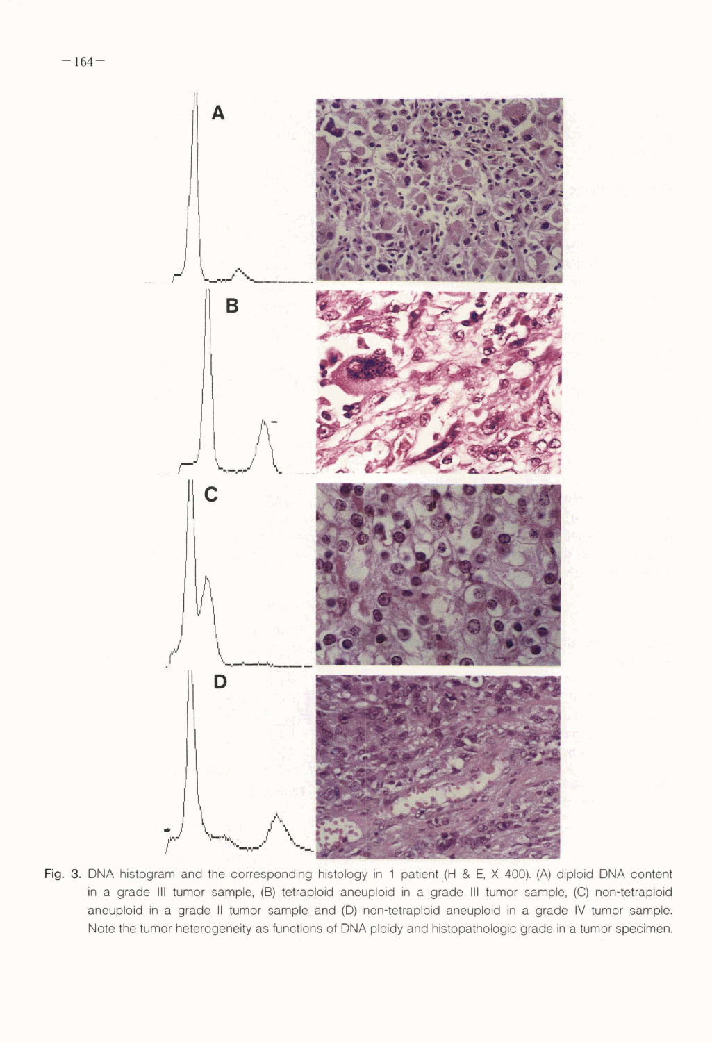Fig. 3. DNA histogram and the corresponding histology in 1 patient (H & E, X 400). (A) diploid DNA content in a grade III tumor sample, (B) tetraploid aneuploid in a grade III tumor sample, (C) non-tetraploid aneuploid in a grade II tumor sample and (D) non-tetraploid aneuploid in a grade IV tumor sample. Note the tumor heterogeneity as functions of DNA ploidy and histopathologic grade in a tumor specimen.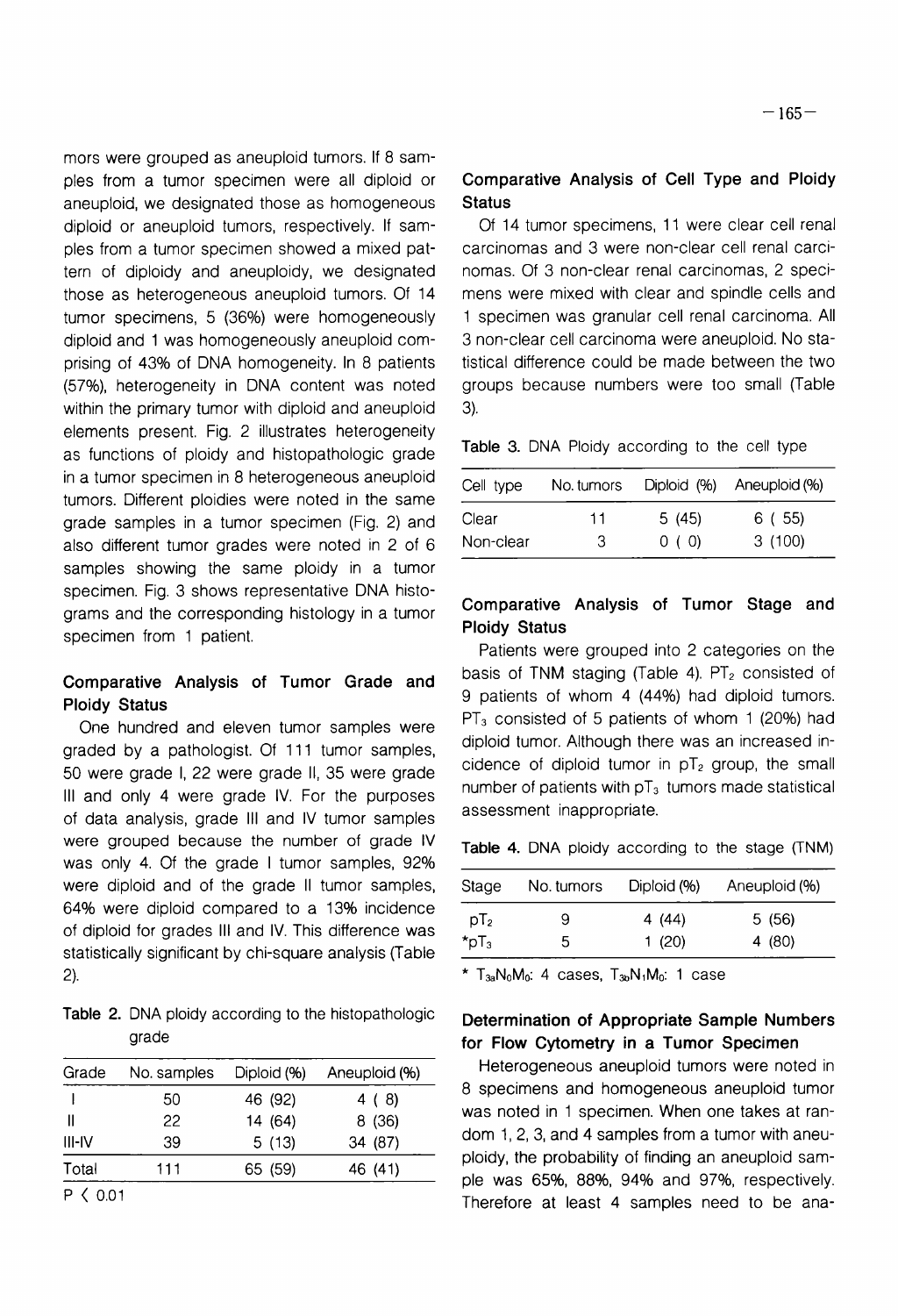mors were grouped as aneuploid tumors. If 8 samples from a tumor specimen were all diploid or aneuploid, we designated those as homogeneous diploid or aneuploid tumors, respectively. If samples from a tumor specimen showed a mixed pattern of diploidy and aneuploidy, we designated those as heterogeneous aneuploid tumors. Of 14 tumor specimens, 5 (36%) were homogeneously diploid and 1 was homogeneously aneuploid comprising of 43% of DNA homogeneity. In 8 patients (57%), heterogeneity in DNA content was noted within the primary tumor with diploid and aneuploid elements present. Fig. 2 illustrates heterogeneity as functions of ploidy and histopathologic grade in a tumor specimen in 8 heterogeneous aneuploid tumors. Different ploidies were noted in the same grade samples in a tumor specimen (Fig. 2) and also different tumor grades were noted in 2 of 6 samples showing the same ploidy in a tumor specimen. Fig. 3 shows representative DNA histograms and the corresponding histology in a tumor specimen from 1 patient.

### Comparative Analysis of Tumor Grade and Ploidy Status

One hundred and eleven tumor samples were graded by a pathologist. Of 111 tumor samples, 50 were grade I, 22 were grade II, 35 were grade III and only 4 were grade IV. For the purposes of data analysis, grade III and IV tumor samples were grouped because the number of grade IV was only 4. Of the grade I tumor samples, 92% were diploid and of the grade II tumor samples, 64% were diploid compared to a 13% incidence of diploid for grades III and IV. This difference was statistically significant by chi-square analysis (Table 2).

**Table 2.** DNA ploidy according to the histopathologic grade

| Grade | No. samples | Diploid (%) | Aneuploid (%) |
|---|---|---|---|
| I | 50 | 46 (92) | 4 ( 8) |
| II | 22 | 14 (64) | 8 (36) |
| III-IV | 39 | 5 (13) | 34 (87) |
| Total | 111 | 65 (59) | 46 (41) |

$P < 0.01$

### Comparative Analysis of Cell Type and Ploidy Status

Of 14 tumor specimens, 11 were clear cell renal carcinomas and 3 were non-clear cell renal carcinomas. Of 3 non-clear renal carcinomas, 2 specimens were mixed with clear and spindle cells and 1 specimen was granular cell renal carcinoma. All 3 non-clear cell carcinoma were aneuploid. No statistical difference could be made between the two groups because numbers were too small (Table 3).

**Table 3.** DNA Ploidy according to the cell type

| Cell type | No. tumors | Diploid (%) | Aneuploid (%) |
|---|---|---|---|
| Clear | 11 | 5 (45) | 6 ( 55) |
| Non-clear | 3 | 0 ( 0) | 3 (100) |

### Comparative Analysis of Tumor Stage and Ploidy Status

Patients were grouped into 2 categories on the basis of TNM staging (Table 4). $PT_2$ consisted of 9 patients of whom 4 (44%) had diploid tumors. $PT_3$ consisted of 5 patients of whom 1 (20%) had diploid tumor. Although there was an increased incidence of diploid tumor in $pT_2$ group, the small number of patients with $pT_3$ tumors made statistical assessment inappropriate.

**Table 4.** DNA ploidy according to the stage (TNM)

| Stage | No. tumors | Diploid (%) | Aneuploid (%) |
|---|---|---|---|
| $pT_2$ | 9 | 4 (44) | 5 (56) |
| *$pT_3$ | 5 | 1 (20) | 4 (80) |

* $T_{3a}N_0M_0$: 4 cases, $T_{3b}N_1M_0$: 1 case

### Determination of Appropriate Sample Numbers for Flow Cytometry in a Tumor Specimen

Heterogeneous aneuploid tumors were noted in 8 specimens and homogeneous aneuploid tumor was noted in 1 specimen. When one takes at random 1, 2, 3, and 4 samples from a tumor with aneuploidy, the probability of finding an aneuploid sample was 65%, 88%, 94% and 97%, respectively. Therefore at least 4 samples need to be ana-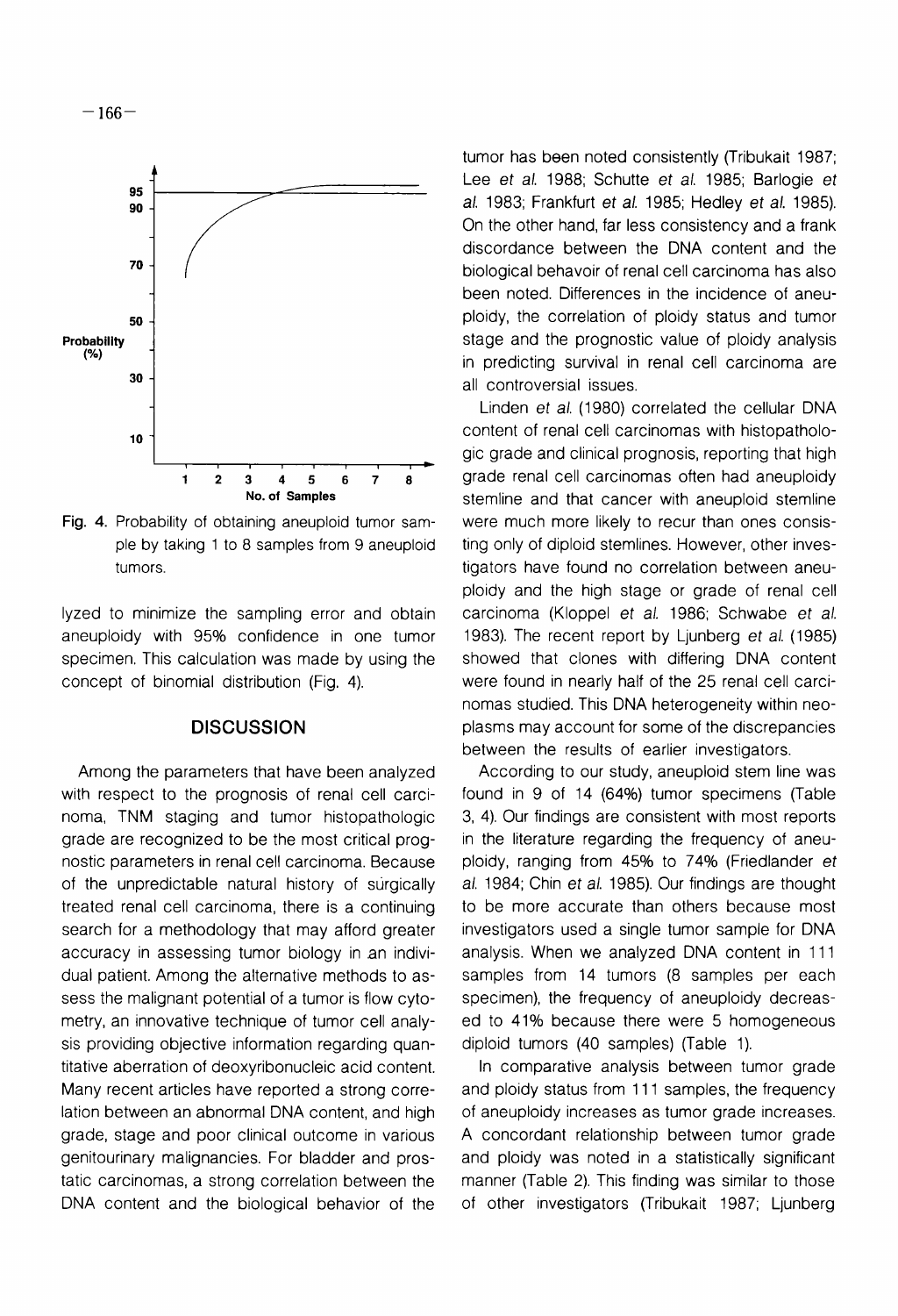Fig. 4. Probability of obtaining aneuploid tumor sample by taking 1 to 8 samples from 9 aneuploid tumors.

lyzed to minimize the sampling error and obtain aneuploidy with 95% confidence in one tumor specimen. This calculation was made by using the concept of binomial distribution (Fig. 4).

## DISCUSSION

Among the parameters that have been analyzed with respect to the prognosis of renal cell carcinoma, TNM staging and tumor histopathologic grade are recognized to be the most critical prognostic parameters in renal cell carcinoma. Because of the unpredictable natural history of surgically treated renal cell carcinoma, there is a continuing search for a methodology that may afford greater accuracy in assessing tumor biology in an individual patient. Among the alternative methods to assess the malignant potential of a tumor is flow cytometry, an innovative technique of tumor cell analysis providing objective information regarding quantitative aberration of deoxyribonucleic acid content. Many recent articles have reported a strong correlation between an abnormal DNA content, and high grade, stage and poor clinical outcome in various genitourinary malignancies. For bladder and prostatic carcinomas, a strong correlation between the DNA content and the biological behavior of the tumor has been noted consistently (Tribukait 1987; Lee *et al.* 1988; Schutte *et al.* 1985; Barlogie *et al.* 1983; Frankfurt *et al.* 1985; Hedley *et al.* 1985). On the other hand, far less consistency and a frank discordance between the DNA content and the biological behavoir of renal cell carcinoma has also been noted. Differences in the incidence of aneuploidy, the correlation of ploidy status and tumor stage and the prognostic value of ploidy analysis in predicting survival in renal cell carcinoma are all controversial issues.

Linden *et al.* (1980) correlated the cellular DNA content of renal cell carcinomas with histopathologic grade and clinical prognosis, reporting that high grade renal cell carcinomas often had aneuploidy stemline and that cancer with aneuploid stemline were much more likely to recur than ones consisting only of diploid stemlines. However, other investigators have found no correlation between aneuploidy and the high stage or grade of renal cell carcinoma (Kloppel *et al.* 1986; Schwabe *et al.* 1983). The recent report by Ljunberg *et al.* (1985) showed that clones with differing DNA content were found in nearly half of the 25 renal cell carcinomas studied. This DNA heterogeneity within neoplasms may account for some of the discrepancies between the results of earlier investigators.

According to our study, aneuploid stem line was found in 9 of 14 (64%) tumor specimens (Table 3, 4). Our findings are consistent with most reports in the literature regarding the frequency of aneuploidy, ranging from 45% to 74% (Friedlander *et al.* 1984; Chin *et al.* 1985). Our findings are thought to be more accurate than others because most investigators used a single tumor sample for DNA analysis. When we analyzed DNA content in 111 samples from 14 tumors (8 samples per each specimen), the frequency of aneuploidy decreased to 41% because there were 5 homogeneous diploid tumors (40 samples) (Table 1).

In comparative analysis between tumor grade and ploidy status from 111 samples, the frequency of aneuploidy increases as tumor grade increases. A concordant relationship between tumor grade and ploidy was noted in a statistically significant manner (Table 2). This finding was similar to those of other investigators (Tribukait 1987; Ljunberg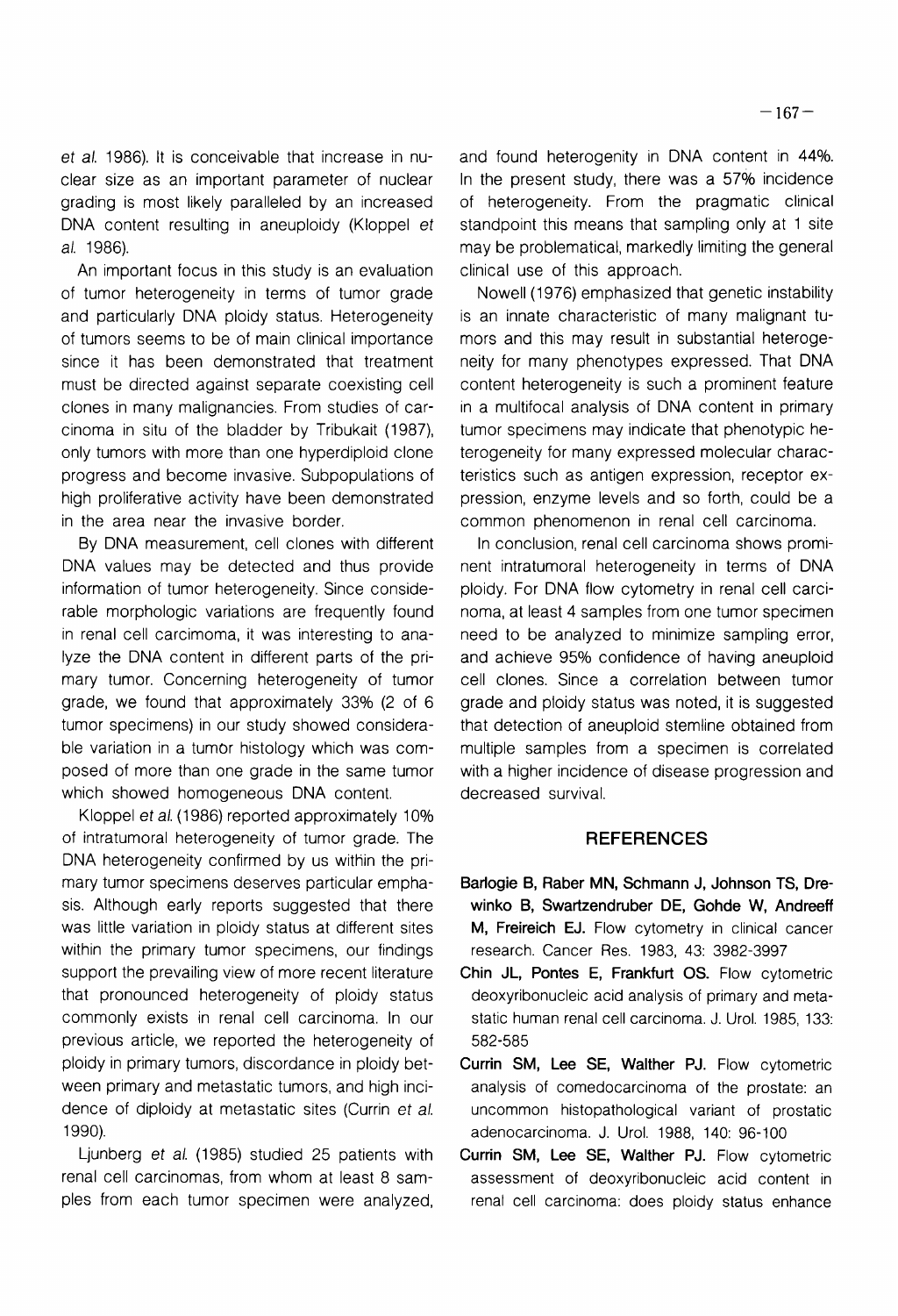et al. 1986). It is conceivable that increase in nuclear size as an important parameter of nuclear grading is most likely paralleled by an increased DNA content resulting in aneuploidy (Kloppel et al. 1986).

An important focus in this study is an evaluation of tumor heterogeneity in terms of tumor grade and particularly DNA ploidy status. Heterogeneity of tumors seems to be of main clinical importance since it has been demonstrated that treatment must be directed against separate coexisting cell clones in many malignancies. From studies of carcinoma in situ of the bladder by Tribukait (1987), only tumors with more than one hyperdiploid clone progress and become invasive. Subpopulations of high proliferative activity have been demonstrated in the area near the invasive border.

By DNA measurement, cell clones with different DNA values may be detected and thus provide information of tumor heterogeneity. Since considerable morphologic variations are frequently found in renal cell carcimoma, it was interesting to analyze the DNA content in different parts of the primary tumor. Concerning heterogeneity of tumor grade, we found that approximately 33% (2 of 6 tumor specimens) in our study showed considerable variation in a tumor histology which was composed of more than one grade in the same tumor which showed homogeneous DNA content.

Kloppel et al. (1986) reported approximately 10% of intratumoral heterogeneity of tumor grade. The DNA heterogeneity confirmed by us within the primary tumor specimens deserves particular emphasis. Although early reports suggested that there was little variation in ploidy status at different sites within the primary tumor specimens, our findings support the prevailing view of more recent literature that pronounced heterogeneity of ploidy status commonly exists in renal cell carcinoma. In our previous article, we reported the heterogeneity of ploidy in primary tumors, discordance in ploidy between primary and metastatic tumors, and high incidence of diploidy at metastatic sites (Currin et al. 1990).

Ljunberg et al. (1985) studied 25 patients with renal cell carcinomas, from whom at least 8 samples from each tumor specimen were analyzed, and found heterogenity in DNA content in 44%. In the present study, there was a 57% incidence of heterogeneity. From the pragmatic clinical standpoint this means that sampling only at 1 site may be problematical, markedly limiting the general clinical use of this approach.

Nowell (1976) emphasized that genetic instability is an innate characteristic of many malignant tumors and this may result in substantial heterogeneity for many phenotypes expressed. That DNA content heterogeneity is such a prominent feature in a multifocal analysis of DNA content in primary tumor specimens may indicate that phenotypic heterogeneity for many expressed molecular characteristics such as antigen expression, receptor expression, enzyme levels and so forth, could be a common phenomenon in renal cell carcinoma.

In conclusion, renal cell carcinoma shows prominent intratumoral heterogeneity in terms of DNA ploidy. For DNA flow cytometry in renal cell carcinoma, at least 4 samples from one tumor specimen need to be analyzed to minimize sampling error, and achieve 95% confidence of having aneuploid cell clones. Since a correlation between tumor grade and ploidy status was noted, it is suggested that detection of aneuploid stemline obtained from multiple samples from a specimen is correlated with a higher incidence of disease progression and decreased survival.

## REFERENCES

**Barlogie B, Raber MN, Schmann J, Johnson TS, Drewinko B, Swartzendruber DE, Gohde W, Andreeff M, Freireich EJ.** Flow cytometry in clinical cancer research. Cancer Res. 1983, 43: 3982-3997

**Chin JL, Pontes E, Frankfurt OS.** Flow cytometric deoxyribonucleic acid analysis of primary and metastatic human renal cell carcinoma. J. Urol. 1985, 133: 582-585

**Currin SM, Lee SE, Walther PJ.** Flow cytometric analysis of comedocarcinoma of the prostate: an uncommon histopathological variant of prostatic adenocarcinoma. J. Urol. 1988, 140: 96-100

**Currin SM, Lee SE, Walther PJ.** Flow cytometric assessment of deoxyribonucleic acid content in renal cell carcinoma: does ploidy status enhance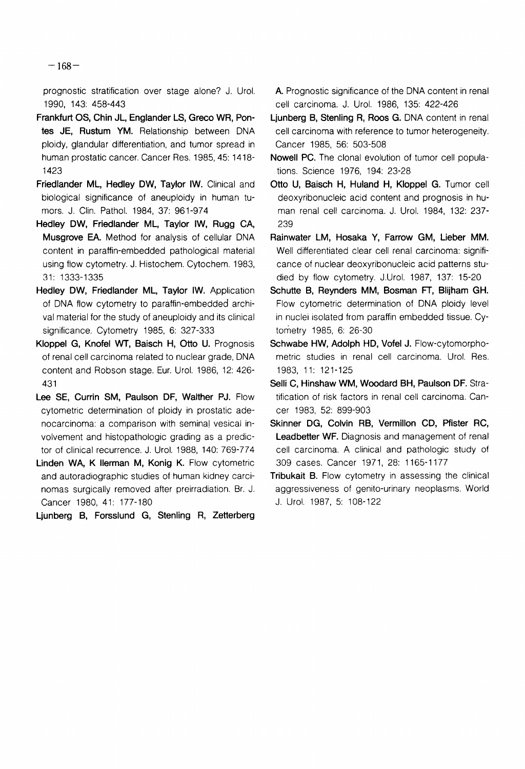prognostic stratification over stage alone? J. Urol. 1990, 143: 458-443

**Frankfurt OS, Chin JL, Englander LS, Greco WR, Pontes JE, Rustum YM.** Relationship between DNA ploidy, glandular differentiation, and tumor spread in human prostatic cancer. Cancer Res. 1985, 45: 1418-1423

**Friedlander ML, Hedley DW, Taylor IW.** Clinical and biological significance of aneuploidy in human tumors. J. Clin. Pathol. 1984, 37: 961-974

**Hedley DW, Friedlander ML, Taylor IW, Rugg CA, Musgrove EA.** Method for analysis of cellular DNA content in paraffin-embedded pathological material using flow cytometry. J. Histochem. Cytochem. 1983, 31: 1333-1335

**Hedley DW, Friedlander ML, Taylor IW.** Application of DNA flow cytometry to paraffin-embedded archival material for the study of aneuploidy and its clinical significance. Cytometry 1985, 6: 327-333

**Kloppel G, Knofel WT, Baisch H, Otto U.** Prognosis of renal cell carcinoma related to nuclear grade, DNA content and Robson stage. Eur. Urol. 1986, 12: 426-431

**Lee SE, Currin SM, Paulson DF, Walther PJ.** Flow cytometric determination of ploidy in prostatic adenocarcinoma: a comparison with seminal vesical involvement and histopathologic grading as a predictor of clinical recurrence. J. Urol. 1988, 140: 769-774

**Linden WA, K Ilerman M, Konig K.** Flow cytometric and autoradiographic studies of human kidney carcinomas surgically removed after preirradiation. Br. J. Cancer 1980, 41: 177-180

**Ljunberg B, Forsslund G, Stenling R, Zetterberg A.** Prognostic significance of the DNA content in renal cell carcinoma. J. Urol. 1986, 135: 422-426

**Ljunberg B, Stenling R, Roos G.** DNA content in renal cell carcinoma with reference to tumor heterogeneity. Cancer 1985, 56: 503-508

**Nowell PC.** The clonal evolution of tumor cell populations. Science 1976, 194: 23-28

**Otto U, Baisch H, Huland H, Kloppel G.** Tumor cell deoxyribonucleic acid content and prognosis in human renal cell carcinoma. J. Urol. 1984, 132: 237-239

**Rainwater LM, Hosaka Y, Farrow GM, Lieber MM.** Well differentiated clear cell renal carcinoma: significance of nuclear deoxyribonucleic acid patterns studied by flow cytometry. J.Urol. 1987, 137: 15-20

**Schutte B, Reynders MM, Bosman FT, Blijham GH.** Flow cytometric determination of DNA ploidy level in nuclei isolated from paraffin embedded tissue. Cytometry 1985, 6: 26-30

**Schwabe HW, Adolph HD, Vofel J.** Flow-cytomorphometric studies in renal cell carcinoma. Urol. Res. 1983, 11: 121-125

**Selli C, Hinshaw WM, Woodard BH, Paulson DF.** Stratification of risk factors in renal cell carcinoma. Cancer 1983, 52: 899-903

**Skinner DG, Colvin RB, Vermillon CD, Pfister RC, Leadbetter WF.** Diagnosis and management of renal cell carcinoma. A clinical and pathologic study of 309 cases. Cancer 1971, 28: 1165-1177

**Tribukait B.** Flow cytometry in assessing the clinical aggressiveness of genito-urinary neoplasms. World J. Urol. 1987, 5: 108-122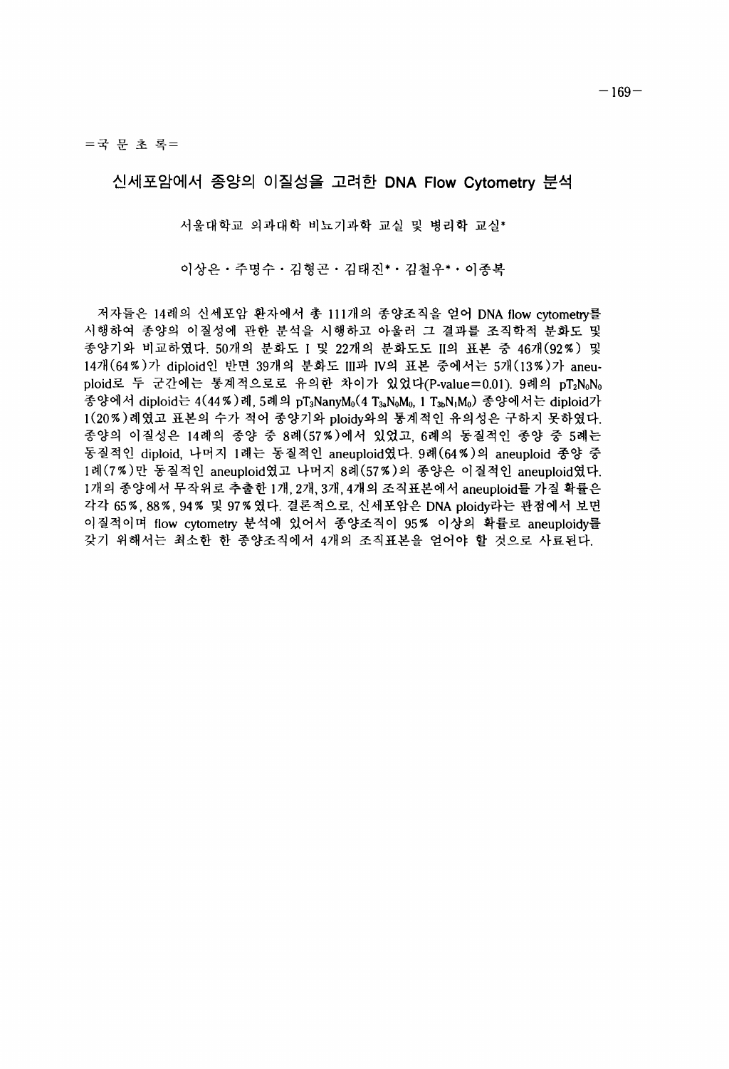=국 문 초 록=

# 신세포암에서 종양의 이질성을 고려한 DNA Flow Cytometry 분석

서울대학교 의과대학 비뇨기과학 교실 및 병리학 교실*

이상은 · 주명수 · 김형곤 · 김태진* · 김철우* · 이종복

저자들은 14례의 신세포암 환자에서 총 111개의 종양조직을 얻어 DNA flow cytometry를 시행하여 종양의 이질성에 관한 분석을 시행하고 아울러 그 결과를 조직학적 분화도 및 종양기와 비교하였다. 50개의 분화도 I 및 22개의 분화도도 II의 표본 중 46개(92%) 및 14개(64%)가 diploid인 반면 39개의 분화도 III과 IV의 표본 중에서는 5개(13%)가 aneuploid로 두 군간에는 통계적으로로 유의한 차이가 있었다(P-value=0.01). 9례의 $pT_2N_0N_0$ 종양에서 diploid는 4(44%)례, 5례의 $pT_3N_{any}M_0$(4 $T_{3a}N_0M_0$, 1 $T_{3b}N_1M_0$) 종양에서는 diploid가 1(20%)례였고 표본의 수가 적어 종양기와 ploidy와의 통계적인 유의성은 구하지 못하였다. 종양의 이질성은 14례의 종양 중 8례(57%)에서 있었고, 6례의 동질적인 종양 중 5례는 동질적인 diploid, 나머지 1례는 동질적인 aneuploid였다. 9례(64%)의 aneuploid 종양 중 1례(7%)만 동질적인 aneuploid였고 나머지 8례(57%)의 종양은 이질적인 aneuploid였다. 1개의 종양에서 무작위로 추출한 1개, 2개, 3개, 4개의 조직표본에서 aneuploid를 가질 확률은 각각 65%, 88%, 94% 및 97%였다. 결론적으로, 신세포암은 DNA ploidy라는 관점에서 보면 이질적이며 flow cytometry 분석에 있어서 종양조직이 95% 이상의 확률로 aneuploidy를 갖기 위해서는 최소한 한 종양조직에서 4개의 조직표본을 얻어야 할 것으로 사료된다.